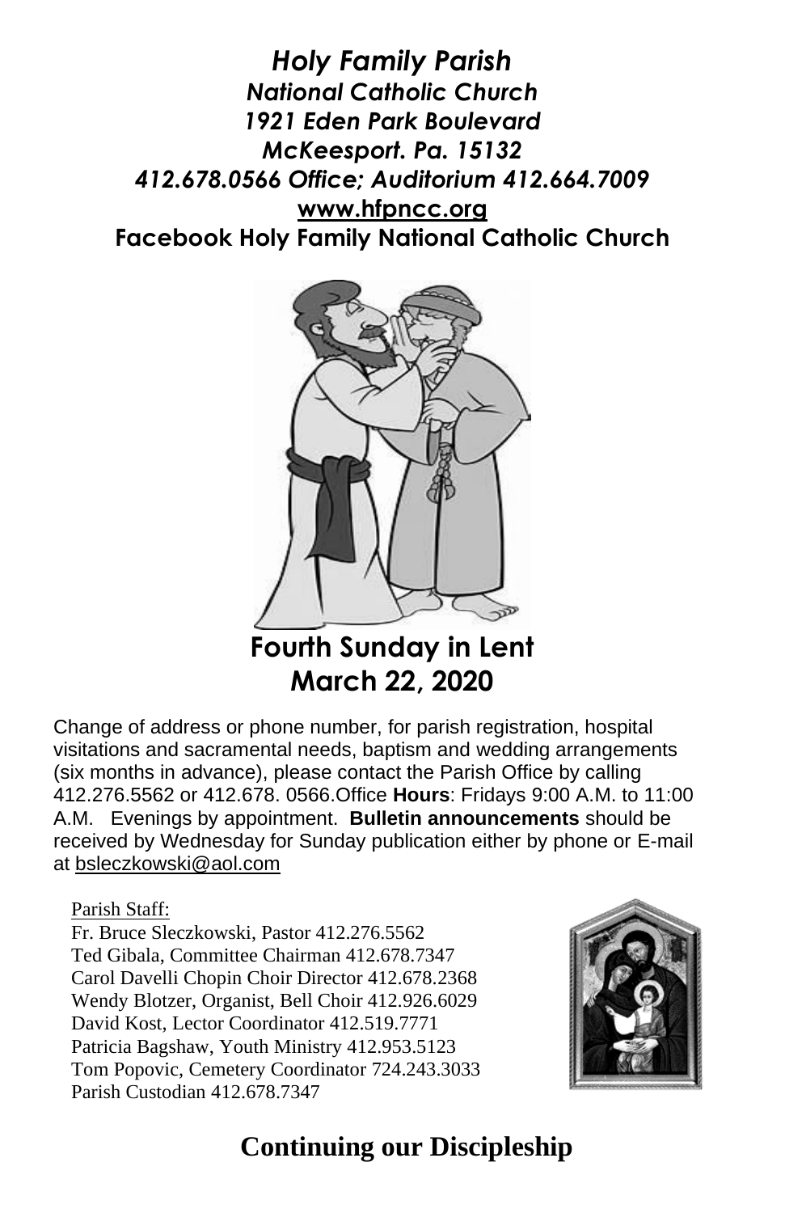***Holy Family Parish***
***National Catholic Church***
***1921 Eden Park Boulevard***
***McKeesport. Pa. 15132***
***412.678.0566 Office; Auditorium 412.664.7009***
**www.hfpncc.org**
**Facebook Holy Family National Catholic Church**

# Fourth Sunday in Lent
# March 22, 2020

Change of address or phone number, for parish registration, hospital visitations and sacramental needs, baptism and wedding arrangements (six months in advance), please contact the Parish Office by calling 412.276.5562 or 412.678. 0566.Office **Hours**: Fridays 9:00 A.M. to 11:00 A.M. Evenings by appointment. **Bulletin announcements** should be received by Wednesday for Sunday publication either by phone or E-mail at bsleczkowski@aol.com

Parish Staff:
Fr. Bruce Sleczkowski, Pastor 412.276.5562
Ted Gibala, Committee Chairman 412.678.7347
Carol Davelli Chopin Choir Director 412.678.2368
Wendy Blotzer, Organist, Bell Choir 412.926.6029
David Kost, Lector Coordinator 412.519.7771
Patricia Bagshaw, Youth Ministry 412.953.5123
Tom Popovic, Cemetery Coordinator 724.243.3033
Parish Custodian 412.678.7347

## Continuing our Discipleship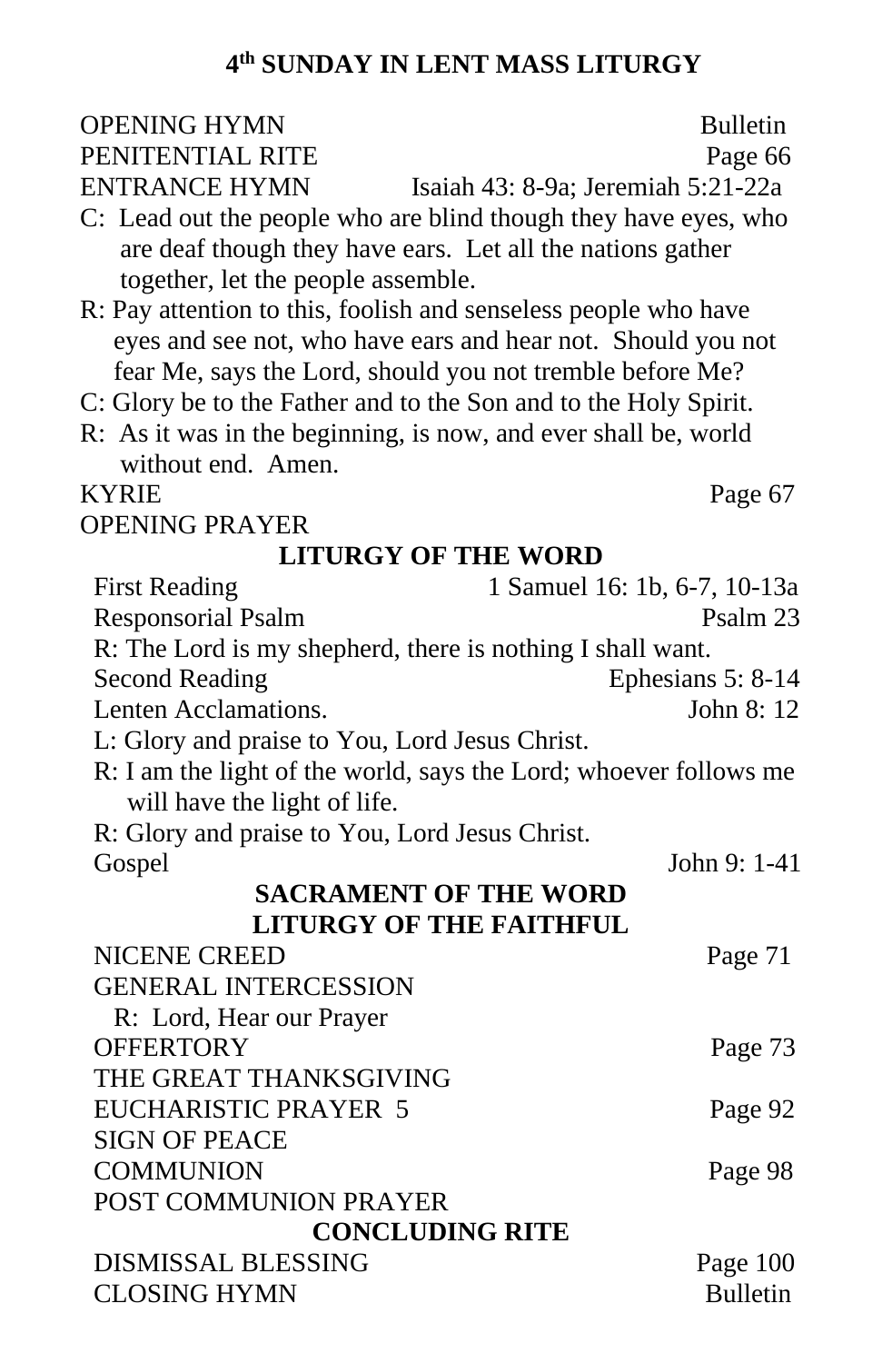# 4th SUNDAY IN LENT MASS LITURGY

OPENING HYMN Bulletin
PENITENTIAL RITE Page 66
ENTRANCE HYMN Isaiah 43: 8-9a; Jeremiah 5:21-22a

C: Lead out the people who are blind though they have eyes, who are deaf though they have ears. Let all the nations gather together, let the people assemble.

R: Pay attention to this, foolish and senseless people who have eyes and see not, who have ears and hear not. Should you not fear Me, says the Lord, should you not tremble before Me?

C: Glory be to the Father and to the Son and to the Holy Spirit.

R: As it was in the beginning, is now, and ever shall be, world without end. Amen.

KYRIE Page 67
OPENING PRAYER

## LITURGY OF THE WORD

First Reading 1 Samuel 16: 1b, 6-7, 10-13a
Responsorial Psalm Psalm 23

R: The Lord is my shepherd, there is nothing I shall want.

Second Reading Ephesians 5: 8-14
Lenten Acclamations. John 8: 12

L: Glory and praise to You, Lord Jesus Christ.

R: I am the light of the world, says the Lord; whoever follows me will have the light of life.

R: Glory and praise to You, Lord Jesus Christ.

Gospel John 9: 1-41

## SACRAMENT OF THE WORD
## LITURGY OF THE FAITHFUL

NICENE CREED Page 71
GENERAL INTERCESSION
R: Lord, Hear our Prayer
OFFERTORY Page 73
THE GREAT THANKSGIVING
EUCHARISTIC PRAYER 5 Page 92
SIGN OF PEACE
COMMUNION Page 98
POST COMMUNION PRAYER

## CONCLUDING RITE

DISMISSAL BLESSING Page 100
CLOSING HYMN Bulletin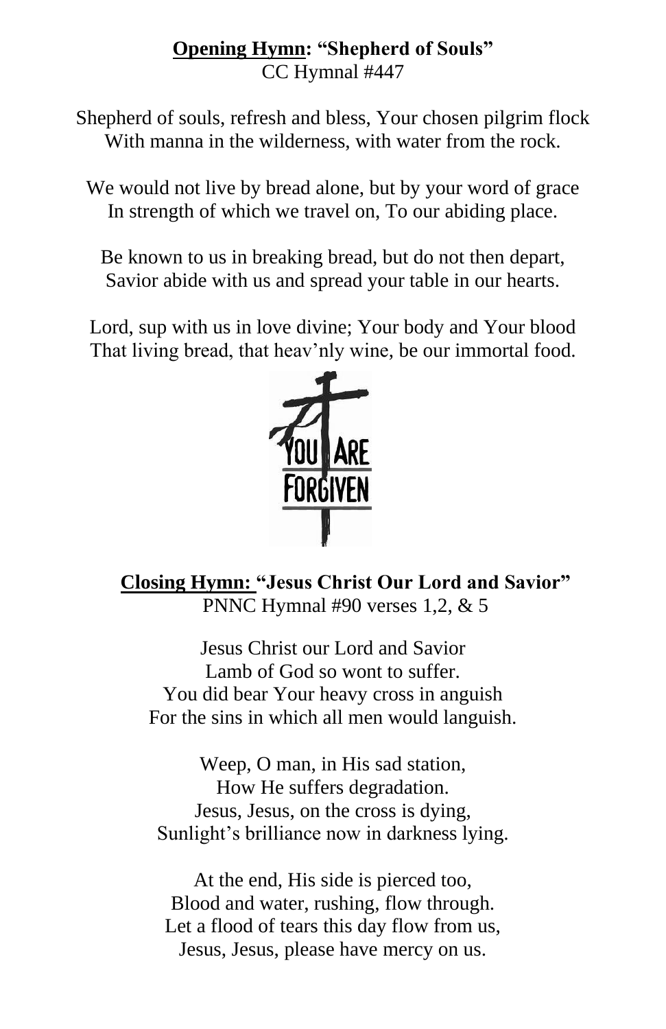**Opening Hymn: "Shepherd of Souls"**
CC Hymnal #447

Shepherd of souls, refresh and bless, Your chosen pilgrim flock
With manna in the wilderness, with water from the rock.

We would not live by bread alone, but by your word of grace
In strength of which we travel on, To our abiding place.

Be known to us in breaking bread, but do not then depart,
Savior abide with us and spread your table in our hearts.

Lord, sup with us in love divine; Your body and Your blood
That living bread, that heav'nly wine, be our immortal food.

YOU ARE FORGIVEN

**Closing Hymn: "Jesus Christ Our Lord and Savior"**
PNNC Hymnal #90 verses 1,2, & 5

Jesus Christ our Lord and Savior
Lamb of God so wont to suffer.
You did bear Your heavy cross in anguish
For the sins in which all men would languish.

Weep, O man, in His sad station,
How He suffers degradation.
Jesus, Jesus, on the cross is dying,
Sunlight's brilliance now in darkness lying.

At the end, His side is pierced too,
Blood and water, rushing, flow through.
Let a flood of tears this day flow from us,
Jesus, Jesus, please have mercy on us.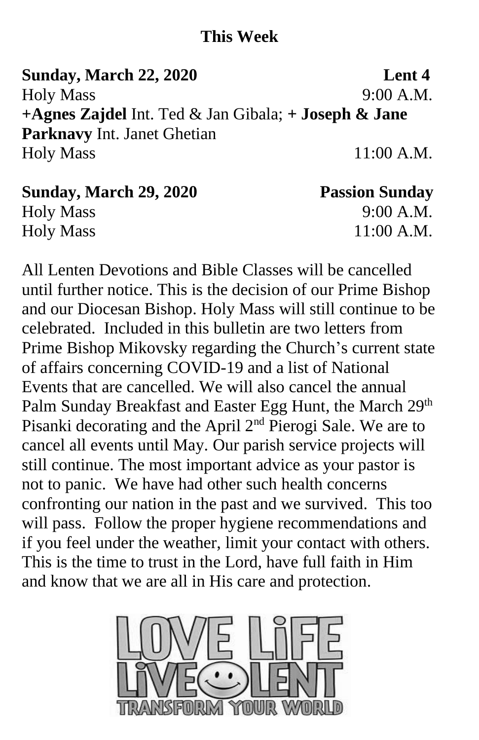## This Week

**Sunday, March 22, 2020** **Lent 4**

Holy Mass 9:00 A.M.

**+Agnes Zajdel** Int. Ted & Jan Gibala; **+ Joseph & Jane Parknavy** Int. Janet Ghetian

Holy Mass 11:00 A.M.

**Sunday, March 29, 2020** **Passion Sunday**

Holy Mass 9:00 A.M.

Holy Mass 11:00 A.M.

All Lenten Devotions and Bible Classes will be cancelled until further notice. This is the decision of our Prime Bishop and our Diocesan Bishop. Holy Mass will still continue to be celebrated. Included in this bulletin are two letters from Prime Bishop Mikovsky regarding the Church's current state of affairs concerning COVID-19 and a list of National Events that are cancelled. We will also cancel the annual Palm Sunday Breakfast and Easter Egg Hunt, the March 29th Pisanki decorating and the April 2nd Pierogi Sale. We are to cancel all events until May. Our parish service projects will still continue. The most important advice as your pastor is not to panic. We have had other such health concerns confronting our nation in the past and we survived. This too will pass. Follow the proper hygiene recommendations and if you feel under the weather, limit your contact with others. This is the time to trust in the Lord, have full faith in Him and know that we are all in His care and protection.

LOVE LIFE LIVE LENT

TRANSFORM YOUR WORLD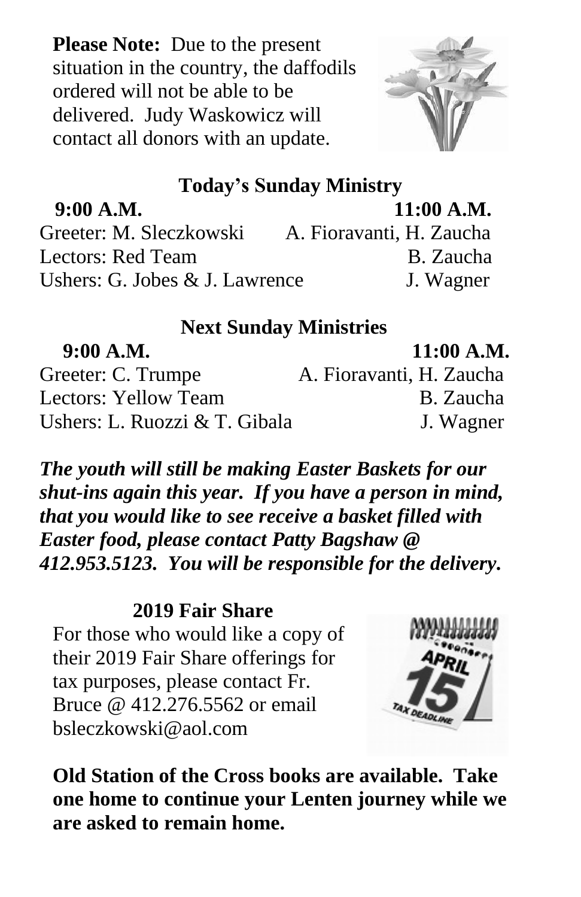**Please Note:** Due to the present situation in the country, the daffodils ordered will not be able to be delivered. Judy Waskowicz will contact all donors with an update.

## Today's Sunday Ministry

| | **9:00 A.M.** | **11:00 A.M.** |
|---|---|---|
| Greeter | M. Sleczkowski | A. Fioravanti, H. Zaucha |
| Lectors | Red Team | B. Zaucha |
| Ushers | G. Jobes & J. Lawrence | J. Wagner |

## Next Sunday Ministries

| | **9:00 A.M.** | **11:00 A.M.** |
|---|---|---|
| Greeter | C. Trumpe | A. Fioravanti, H. Zaucha |
| Lectors | Yellow Team | B. Zaucha |
| Ushers | L. Ruozzi & T. Gibala | J. Wagner |

***The youth will still be making Easter Baskets for our shut-ins again this year. If you have a person in mind, that you would like to see receive a basket filled with Easter food, please contact Patty Bagshaw @ 412.953.5123. You will be responsible for the delivery.***

## 2019 Fair Share

For those who would like a copy of their 2019 Fair Share offerings for tax purposes, please contact Fr. Bruce @ 412.276.5562 or email bsleczkowski@aol.com

**Old Station of the Cross books are available. Take one home to continue your Lenten journey while we are asked to remain home.**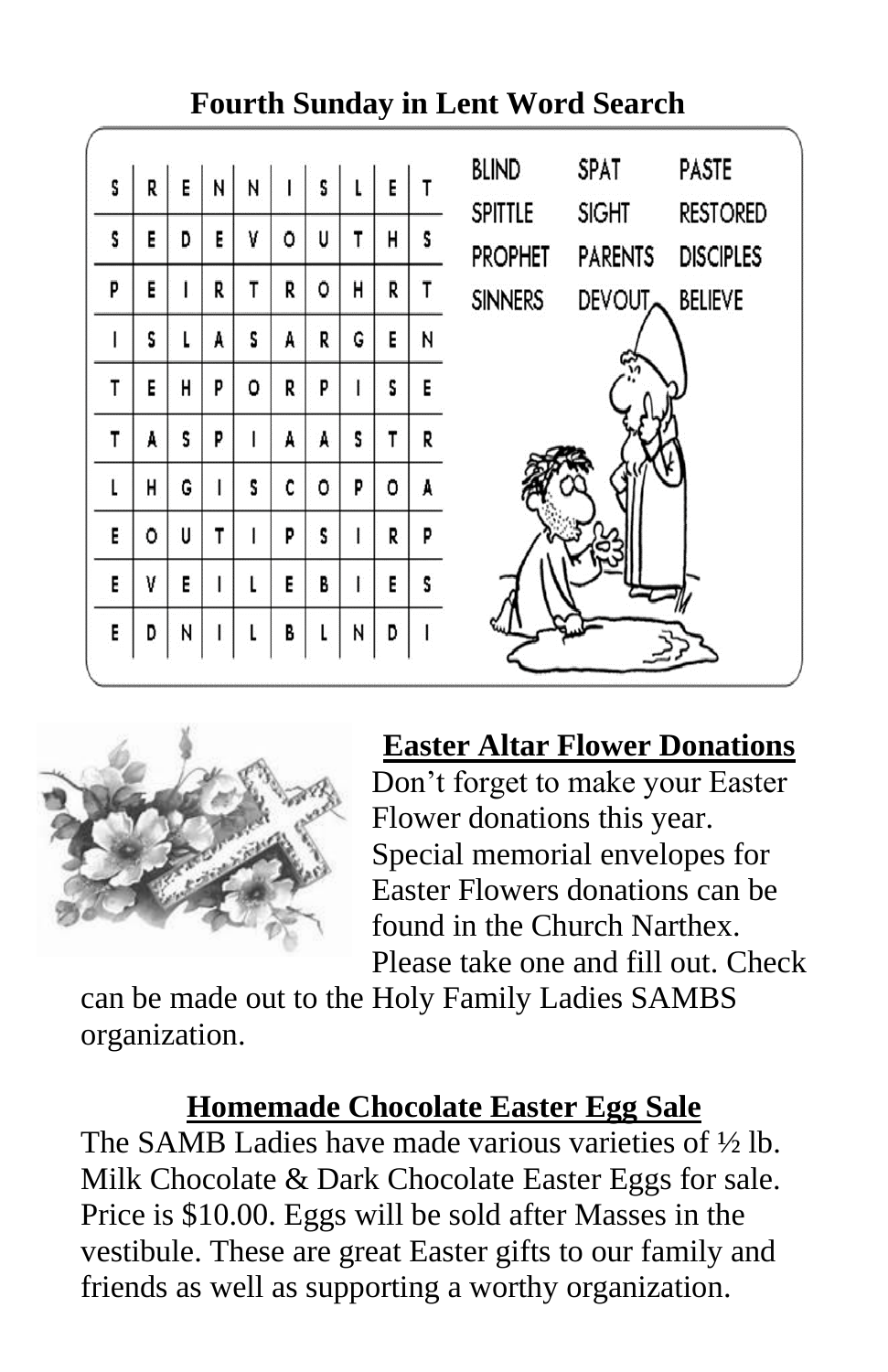## Fourth Sunday in Lent Word Search

| | | | | | | | | | |
|---|---|---|---|---|---|---|---|---|---|
| S | R | E | N | N | I | S | L | E | T |
| S | E | D | E | V | O | U | T | H | S |
| P | E | I | R | T | R | O | H | R | T |
| I | S | L | A | S | A | R | G | E | N |
| T | E | H | P | O | R | P | I | S | E |
| T | A | S | P | I | A | A | S | T | R |
| L | H | G | I | S | C | O | P | O | A |
| E | O | U | T | I | P | S | I | R | P |
| E | V | E | I | L | E | B | I | E | S |
| E | D | N | I | L | B | L | N | D | I |

BLIND SPAT PASTE
SPITTLE SIGHT RESTORED
PROPHET PARENTS DISCIPLES
SINNERS DEVOUT BELIEVE

## Easter Altar Flower Donations

Don't forget to make your Easter Flower donations this year. Special memorial envelopes for Easter Flowers donations can be found in the Church Narthex. Please take one and fill out. Check can be made out to the Holy Family Ladies SAMBS organization.

## Homemade Chocolate Easter Egg Sale

The SAMB Ladies have made various varieties of ½ lb. Milk Chocolate & Dark Chocolate Easter Eggs for sale. Price is $10.00. Eggs will be sold after Masses in the vestibule. These are great Easter gifts to our family and friends as well as supporting a worthy organization.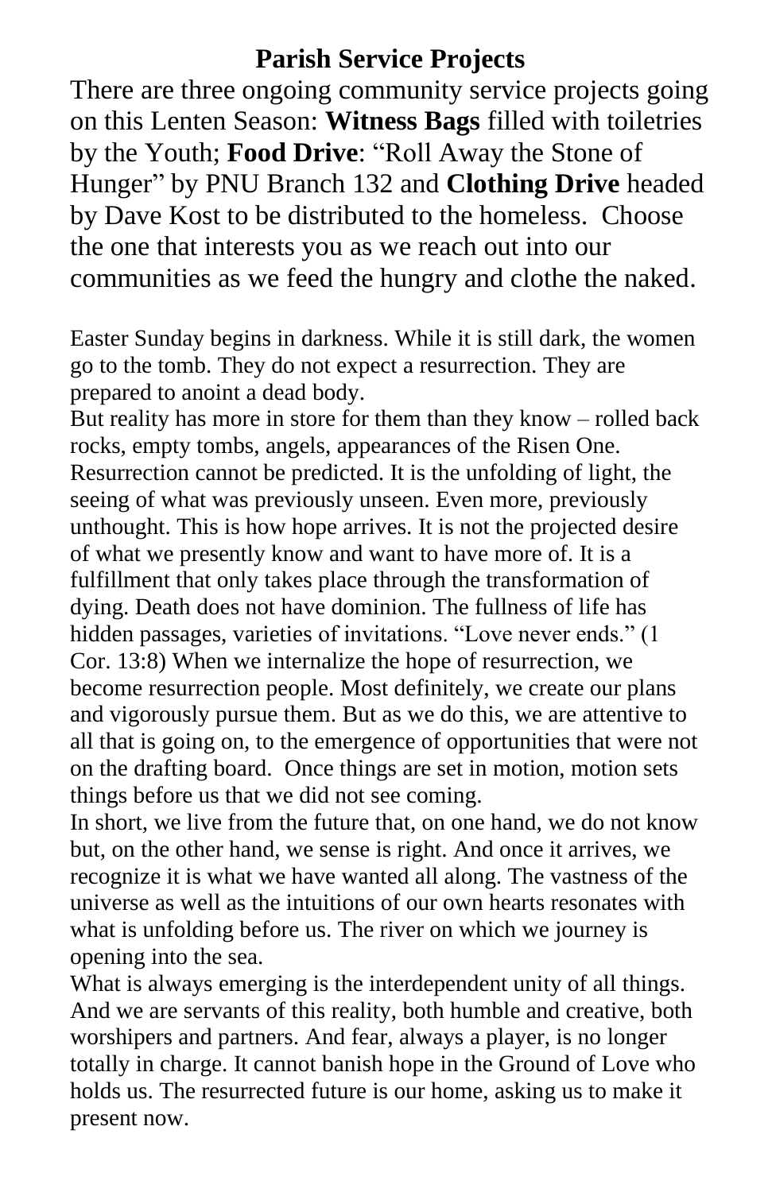## Parish Service Projects

There are three ongoing community service projects going on this Lenten Season: **Witness Bags** filled with toiletries by the Youth; **Food Drive**: "Roll Away the Stone of Hunger" by PNU Branch 132 and **Clothing Drive** headed by Dave Kost to be distributed to the homeless. Choose the one that interests you as we reach out into our communities as we feed the hungry and clothe the naked.

Easter Sunday begins in darkness. While it is still dark, the women go to the tomb. They do not expect a resurrection. They are prepared to anoint a dead body.

But reality has more in store for them than they know – rolled back rocks, empty tombs, angels, appearances of the Risen One. Resurrection cannot be predicted. It is the unfolding of light, the seeing of what was previously unseen. Even more, previously unthought. This is how hope arrives. It is not the projected desire of what we presently know and want to have more of. It is a fulfillment that only takes place through the transformation of dying. Death does not have dominion. The fullness of life has hidden passages, varieties of invitations. "Love never ends." (1 Cor. 13:8) When we internalize the hope of resurrection, we become resurrection people. Most definitely, we create our plans and vigorously pursue them. But as we do this, we are attentive to all that is going on, to the emergence of opportunities that were not on the drafting board. Once things are set in motion, motion sets things before us that we did not see coming.

In short, we live from the future that, on one hand, we do not know but, on the other hand, we sense is right. And once it arrives, we recognize it is what we have wanted all along. The vastness of the universe as well as the intuitions of our own hearts resonates with what is unfolding before us. The river on which we journey is opening into the sea.

What is always emerging is the interdependent unity of all things. And we are servants of this reality, both humble and creative, both worshipers and partners. And fear, always a player, is no longer totally in charge. It cannot banish hope in the Ground of Love who holds us. The resurrected future is our home, asking us to make it present now.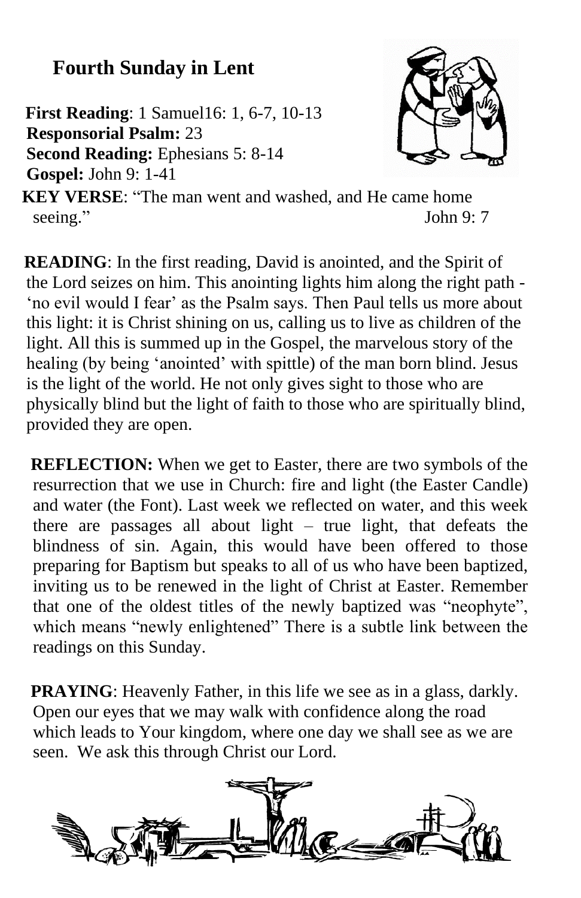# Fourth Sunday in Lent

**First Reading**: 1 Samuel16: 1, 6-7, 10-13
**Responsorial Psalm:** 23
**Second Reading:** Ephesians 5: 8-14
**Gospel:** John 9: 1-41

**KEY VERSE**: "The man went and washed, and He came home seeing." John 9: 7

**READING**: In the first reading, David is anointed, and the Spirit of the Lord seizes on him. This anointing lights him along the right path - 'no evil would I fear' as the Psalm says. Then Paul tells us more about this light: it is Christ shining on us, calling us to live as children of the light. All this is summed up in the Gospel, the marvelous story of the healing (by being 'anointed' with spittle) of the man born blind. Jesus is the light of the world. He not only gives sight to those who are physically blind but the light of faith to those who are spiritually blind, provided they are open.

**REFLECTION:** When we get to Easter, there are two symbols of the resurrection that we use in Church: fire and light (the Easter Candle) and water (the Font). Last week we reflected on water, and this week there are passages all about light – true light, that defeats the blindness of sin. Again, this would have been offered to those preparing for Baptism but speaks to all of us who have been baptized, inviting us to be renewed in the light of Christ at Easter. Remember that one of the oldest titles of the newly baptized was "neophyte", which means "newly enlightened" There is a subtle link between the readings on this Sunday.

**PRAYING**: Heavenly Father, in this life we see as in a glass, darkly. Open our eyes that we may walk with confidence along the road which leads to Your kingdom, where one day we shall see as we are seen. We ask this through Christ our Lord.